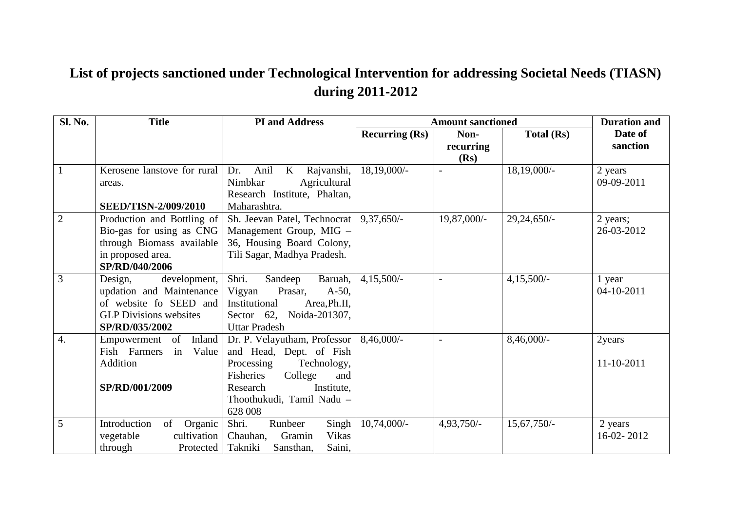# List of projects sanctioned under Technological Intervention for addressing Societal Needs (TIASN) during 2011-2012

| Sl. No. | Title | PI and Address | Amount sanctioned | | | Duration and Date of sanction |
|---|---|---|---|---|---|---|
| | | | Recurring (Rs) | Non-recurring (Rs) | Total (Rs) | |
| 1 | Kerosene lanstove for rural areas.<br><br>**SEED/TISN-2/009/2010** | Dr. Anil K Rajvanshi, Nimbkar Agricultural Research Institute, Phaltan, Maharashtra. | 18,19,000/- | - | 18,19,000/- | 2 years 09-09-2011 |
| 2 | Production and Bottling of Bio-gas for using as CNG through Biomass available in proposed area.<br>**SP/RD/040/2006** | Sh. Jeevan Patel, Technocrat Management Group, MIG – 36, Housing Board Colony, Tili Sagar, Madhya Pradesh. | 9,37,650/- | 19,87,000/- | 29,24,650/- | 2 years; 26-03-2012 |
| 3 | Design, development, updation and Maintenance of website fo SEED and GLP Divisions websites<br>**SP/RD/035/2002** | Shri. Sandeep Baruah, Vigyan Prasar, A-50, Institutional Area,Ph.II, Sector 62, Noida-201307, Uttar Pradesh | 4,15,500/- | - | 4,15,500/- | 1 year 04-10-2011 |
| 4. | Empowerment of Inland Fish Farmers in Value Addition<br><br>**SP/RD/001/2009** | Dr. P. Velayutham, Professor and Head, Dept. of Fish Processing Technology, Fisheries College and Research Institute, Thoothukudi, Tamil Nadu – 628 008 | 8,46,000/- | - | 8,46,000/- | 2years<br><br>11-10-2011 |
| 5 | Introduction of Organic vegetable cultivation through Protected | Shri. Runbeer Singh Chauhan, Gramin Vikas Takniki Sansthan, Saini, | 10,74,000/- | 4,93,750/- | 15,67,750/- | 2 years 16-02- 2012 |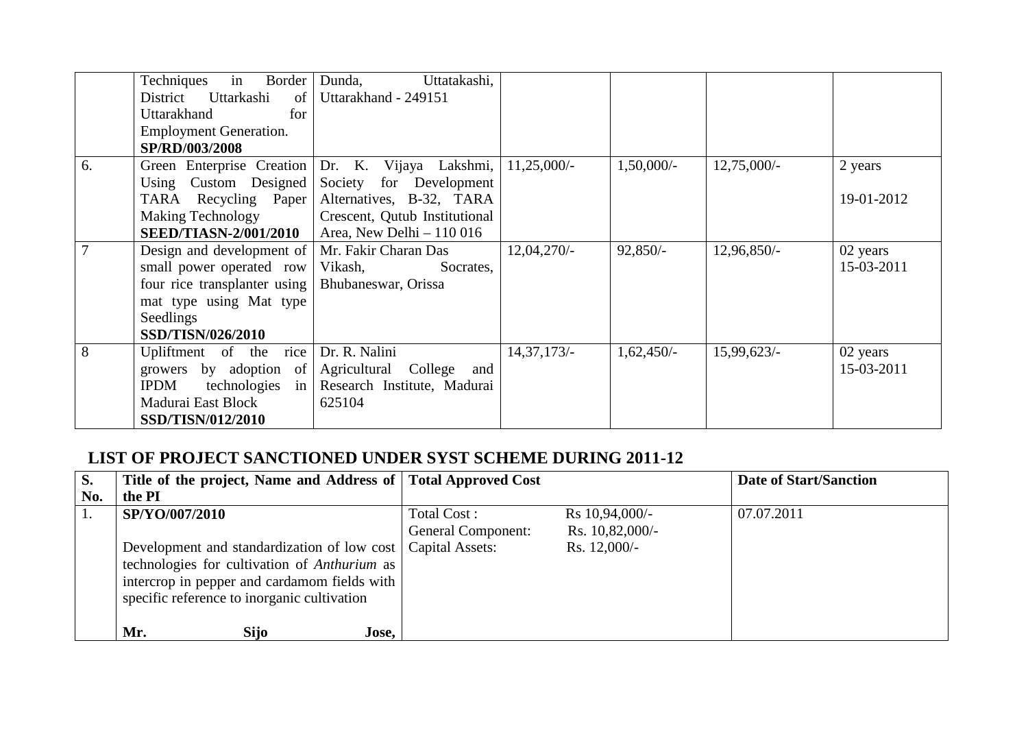| | | | | | | |
|---|---|---|---|---|---|---|
| | Techniques in Border District Uttarkashi of Uttarakhand for Employment Generation. **SP/RD/003/2008** | Dunda, Uttatakashi, Uttarakhand - 249151 | | | | |
| 6. | Green Enterprise Creation Using Custom Designed TARA Recycling Paper Making Technology **SEED/TIASN-2/001/2010** | Dr. K. Vijaya Lakshmi, Society for Development Alternatives, B-32, TARA Crescent, Qutub Institutional Area, New Delhi – 110 016 | 11,25,000/- | 1,50,000/- | 12,75,000/- | 2 years<br><br>19-01-2012 |
| 7 | Design and development of small power operated row four rice transplanter using mat type using Mat type Seedlings **SSD/TISN/026/2010** | Mr. Fakir Charan Das Vikash, Socrates, Bhubaneswar, Orissa | 12,04,270/- | 92,850/- | 12,96,850/- | 02 years<br>15-03-2011 |
| 8 | Upliftment of the rice growers by adoption of IPDM technologies in Madurai East Block **SSD/TISN/012/2010** | Dr. R. Nalini Agricultural College and Research Institute, Madurai 625104 | 14,37,173/- | 1,62,450/- | 15,99,623/- | 02 years<br>15-03-2011 |

## LIST OF PROJECT SANCTIONED UNDER SYST SCHEME DURING 2011-12

| S. No. | Title of the project, Name and Address of the PI | Total Approved Cost | Date of Start/Sanction |
|---|---|---|---|
| 1. | **SP/YO/007/2010**<br><br>Development and standardization of low cost technologies for cultivation of *Anthurium* as intercrop in pepper and cardamom fields with specific reference to inorganic cultivation<br><br>**Mr. Sijo Jose,** | Total Cost : Rs 10,94,000/-<br>General Component: Rs. 10,82,000/-<br>Capital Assets: Rs. 12,000/- | 07.07.2011 |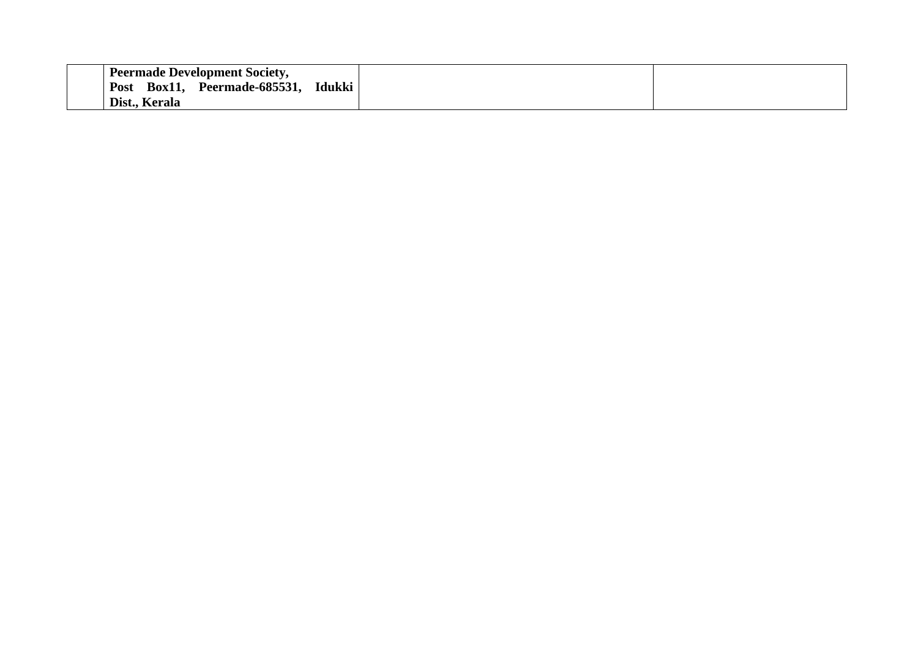| | | | |
|---|---|---|---|
| | **Peermade Development Society, Post Box11, Peermade-685531, Idukki Dist., Kerala** | | |